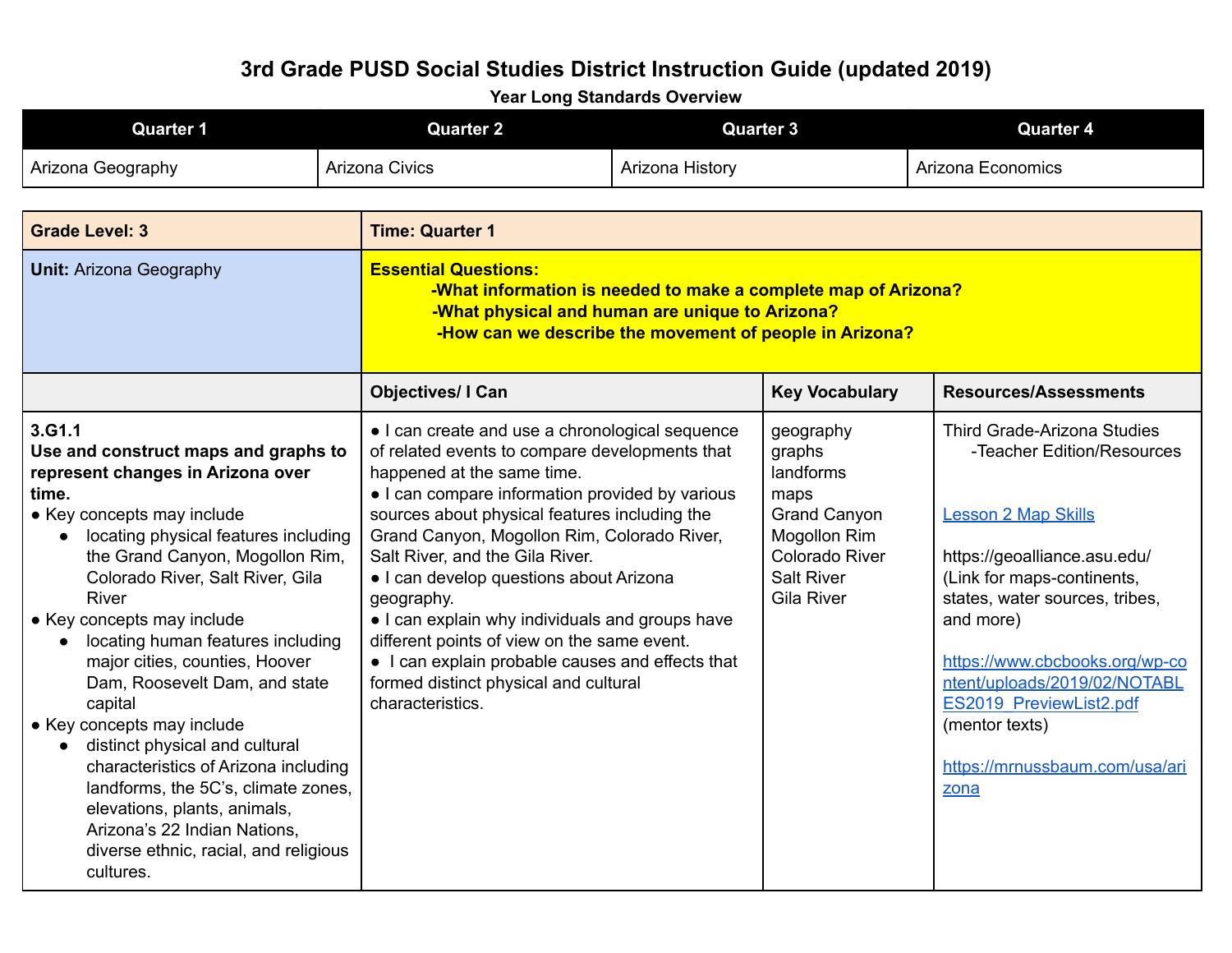# 3rd Grade PUSD Social Studies District Instruction Guide (updated 2019)

## Year Long Standards Overview

| Quarter 1 | Quarter 2 | Quarter 3 | Quarter 4 |
|---|---|---|---|
| Arizona Geography | Arizona Civics | Arizona History | Arizona Economics |

| **Grade Level: 3** | **Time: Quarter 1** | | |
|---|---|---|---|
| **Unit:** Arizona Geography | **Essential Questions:**<br>**-What information is needed to make a complete map of Arizona?**<br>**-What physical and human are unique to Arizona?**<br>**-How can we describe the movement of people in Arizona?** | | |
| | **Objectives/ I Can** | **Key Vocabulary** | **Resources/Assessments** |
| **3.G1.1**<br>**Use and construct maps and graphs to represent changes in Arizona over time.**<br>● Key concepts may include<br>&nbsp;&nbsp;&nbsp;● locating physical features including the Grand Canyon, Mogollon Rim, Colorado River, Salt River, Gila River<br>● Key concepts may include<br>&nbsp;&nbsp;&nbsp;● locating human features including major cities, counties, Hoover Dam, Roosevelt Dam, and state capital<br>● Key concepts may include<br>&nbsp;&nbsp;&nbsp;● distinct physical and cultural characteristics of Arizona including landforms, the 5C's, climate zones, elevations, plants, animals, Arizona's 22 Indian Nations, diverse ethnic, racial, and religious cultures. | ● I can create and use a chronological sequence of related events to compare developments that happened at the same time.<br>● I can compare information provided by various sources about physical features including the Grand Canyon, Mogollon Rim, Colorado River, Salt River, and the Gila River.<br>● I can develop questions about Arizona geography.<br>● I can explain why individuals and groups have different points of view on the same event.<br>● I can explain probable causes and effects that formed distinct physical and cultural characteristics. | geography<br>graphs<br>landforms<br>maps<br>Grand Canyon<br>Mogollon Rim<br>Colorado River<br>Salt River<br>Gila River | Third Grade-Arizona Studies<br>-Teacher Edition/Resources<br><br>Lesson 2 Map Skills<br><br>https://geoalliance.asu.edu/ (Link for maps-continents, states, water sources, tribes, and more)<br><br>https://www.cbcbooks.org/wp-content/uploads/2019/02/NOTABLES2019_PreviewList2.pdf (mentor texts)<br><br>https://mrnussbaum.com/usa/arizona |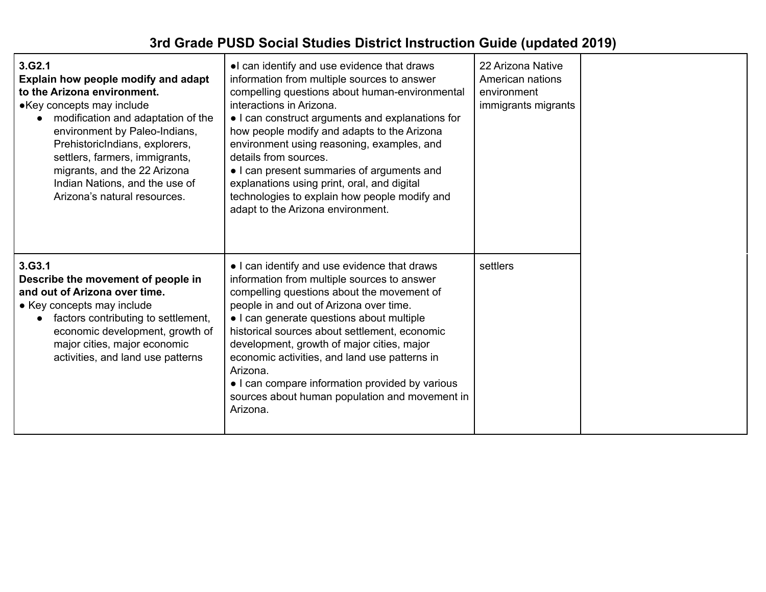# 3rd Grade PUSD Social Studies District Instruction Guide (updated 2019)

| | | | |
|---|---|---|---|
| **3.G2.1**<br>**Explain how people modify and adapt to the Arizona environment.**<br>●Key concepts may include<br>● modification and adaptation of the environment by Paleo-Indians, PrehistoricIndians, explorers, settlers, farmers, immigrants, migrants, and the 22 Arizona Indian Nations, and the use of Arizona's natural resources. | ●I can identify and use evidence that draws information from multiple sources to answer compelling questions about human-environmental interactions in Arizona.<br>● I can construct arguments and explanations for how people modify and adapts to the Arizona environment using reasoning, examples, and details from sources.<br>● I can present summaries of arguments and explanations using print, oral, and digital technologies to explain how people modify and adapt to the Arizona environment. | 22 Arizona Native American nations<br>environment<br>immigrants migrants | |
| **3.G3.1**<br>**Describe the movement of people in and out of Arizona over time.**<br>● Key concepts may include<br>● factors contributing to settlement, economic development, growth of major cities, major economic activities, and land use patterns | ● I can identify and use evidence that draws information from multiple sources to answer compelling questions about the movement of people in and out of Arizona over time.<br>● I can generate questions about multiple historical sources about settlement, economic development, growth of major cities, major economic activities, and land use patterns in Arizona.<br>● I can compare information provided by various sources about human population and movement in Arizona. | settlers | |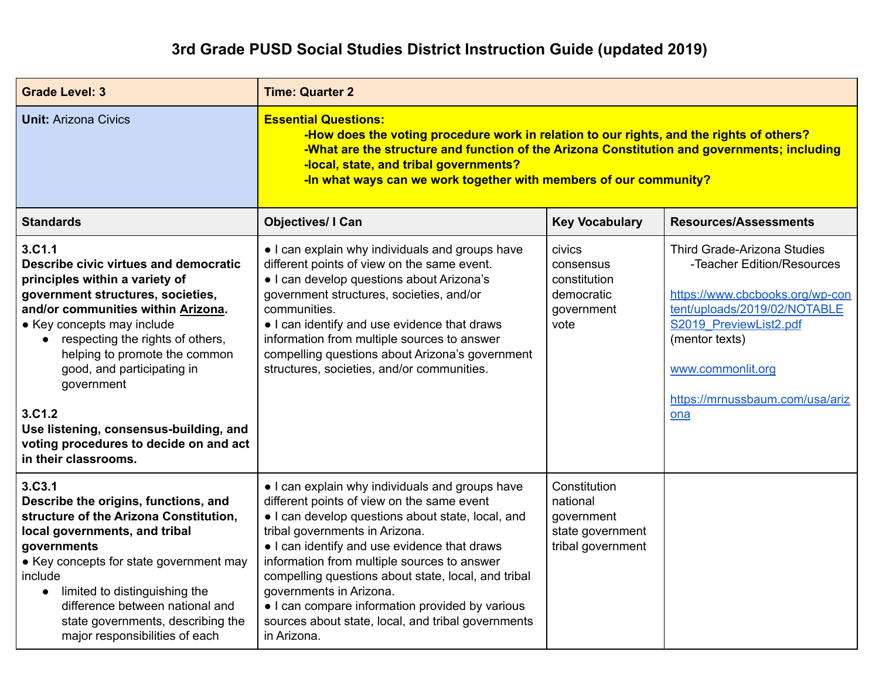# 3rd Grade PUSD Social Studies District Instruction Guide (updated 2019)

| **Grade Level: 3** | **Time: Quarter 2** | | |
|---|---|---|---|
| **Unit:** Arizona Civics | **Essential Questions:**<br>**-How does the voting procedure work in relation to our rights, and the rights of others?**<br>**-What are the structure and function of the Arizona Constitution and governments; including**<br>**-local, state, and tribal governments?**<br>**-In what ways can we work together with members of our community?** | | |
| **Standards** | **Objectives/ I Can** | **Key Vocabulary** | **Resources/Assessments** |
| **3.C1.1**<br>**Describe civic virtues and democratic principles within a variety of government structures, societies, and/or communities within Arizona.**<br>● Key concepts may include<br>● respecting the rights of others, helping to promote the common good, and participating in government<br><br>**3.C1.2**<br>**Use listening, consensus-building, and voting procedures to decide on and act in their classrooms.** | ● I can explain why individuals and groups have different points of view on the same event.<br>● I can develop questions about Arizona's government structures, societies, and/or communities.<br>● I can identify and use evidence that draws information from multiple sources to answer compelling questions about Arizona's government structures, societies, and/or communities. | civics<br>consensus<br>constitution<br>democratic<br>government<br>vote | Third Grade-Arizona Studies<br>-Teacher Edition/Resources<br><br>https://www.cbcbooks.org/wp-content/uploads/2019/02/NOTABLES2019_PreviewList2.pdf (mentor texts)<br><br>www.commonlit.org<br><br>https://mrnussbaum.com/usa/arizona |
| **3.C3.1**<br>**Describe the origins, functions, and structure of the Arizona Constitution, local governments, and tribal governments**<br>● Key concepts for state government may include<br>● limited to distinguishing the difference between national and state governments, describing the major responsibilities of each | ● I can explain why individuals and groups have different points of view on the same event<br>● I can develop questions about state, local, and tribal governments in Arizona.<br>● I can identify and use evidence that draws information from multiple sources to answer compelling questions about state, local, and tribal governments in Arizona.<br>● I can compare information provided by various sources about state, local, and tribal governments in Arizona. | Constitution<br>national government<br>state government<br>tribal government | |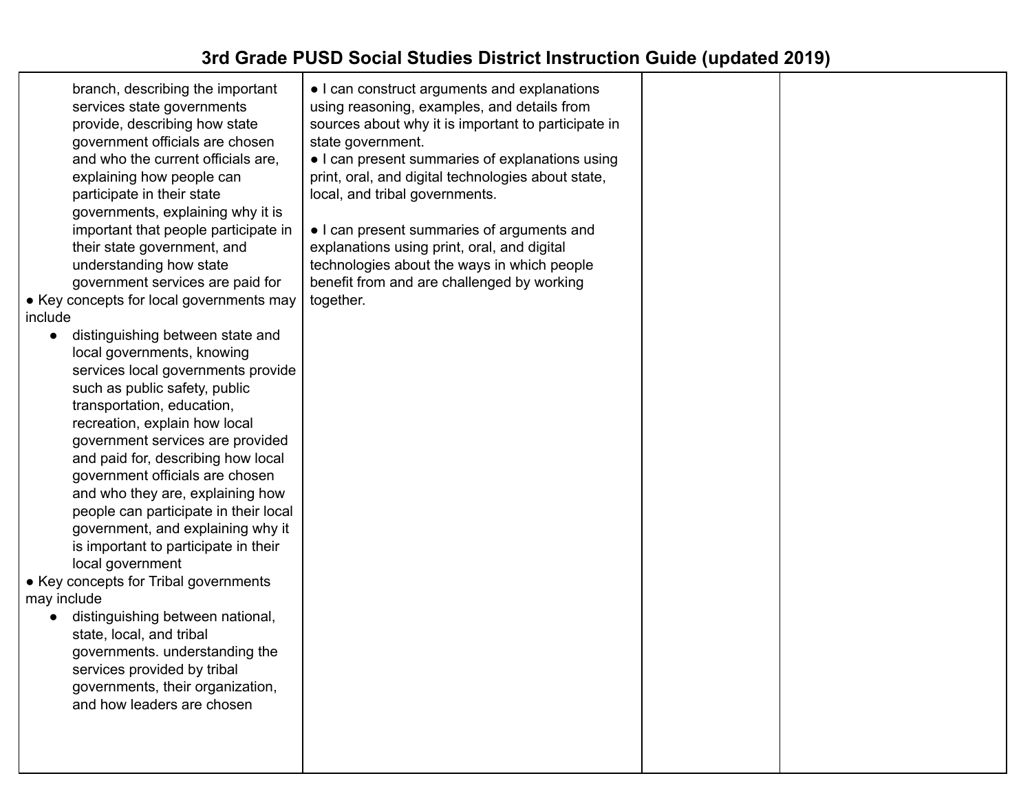# 3rd Grade PUSD Social Studies District Instruction Guide (updated 2019)

| | | | |
|---|---|---|---|
| branch, describing the important services state governments provide, describing how state government officials are chosen and who the current officials are, explaining how people can participate in their state governments, explaining why it is important that people participate in their state government, and understanding how state government services are paid for<br>● Key concepts for local governments may include<br>● distinguishing between state and local governments, knowing services local governments provide such as public safety, public transportation, education, recreation, explain how local government services are provided and paid for, describing how local government officials are chosen and who they are, explaining how people can participate in their local government, and explaining why it is important to participate in their local government<br>● Key concepts for Tribal governments may include<br>● distinguishing between national, state, local, and tribal governments. understanding the services provided by tribal governments, their organization, and how leaders are chosen | ● I can construct arguments and explanations using reasoning, examples, and details from sources about why it is important to participate in state government.<br>● I can present summaries of explanations using print, oral, and digital technologies about state, local, and tribal governments.<br><br>● I can present summaries of arguments and explanations using print, oral, and digital technologies about the ways in which people benefit from and are challenged by working together. | | |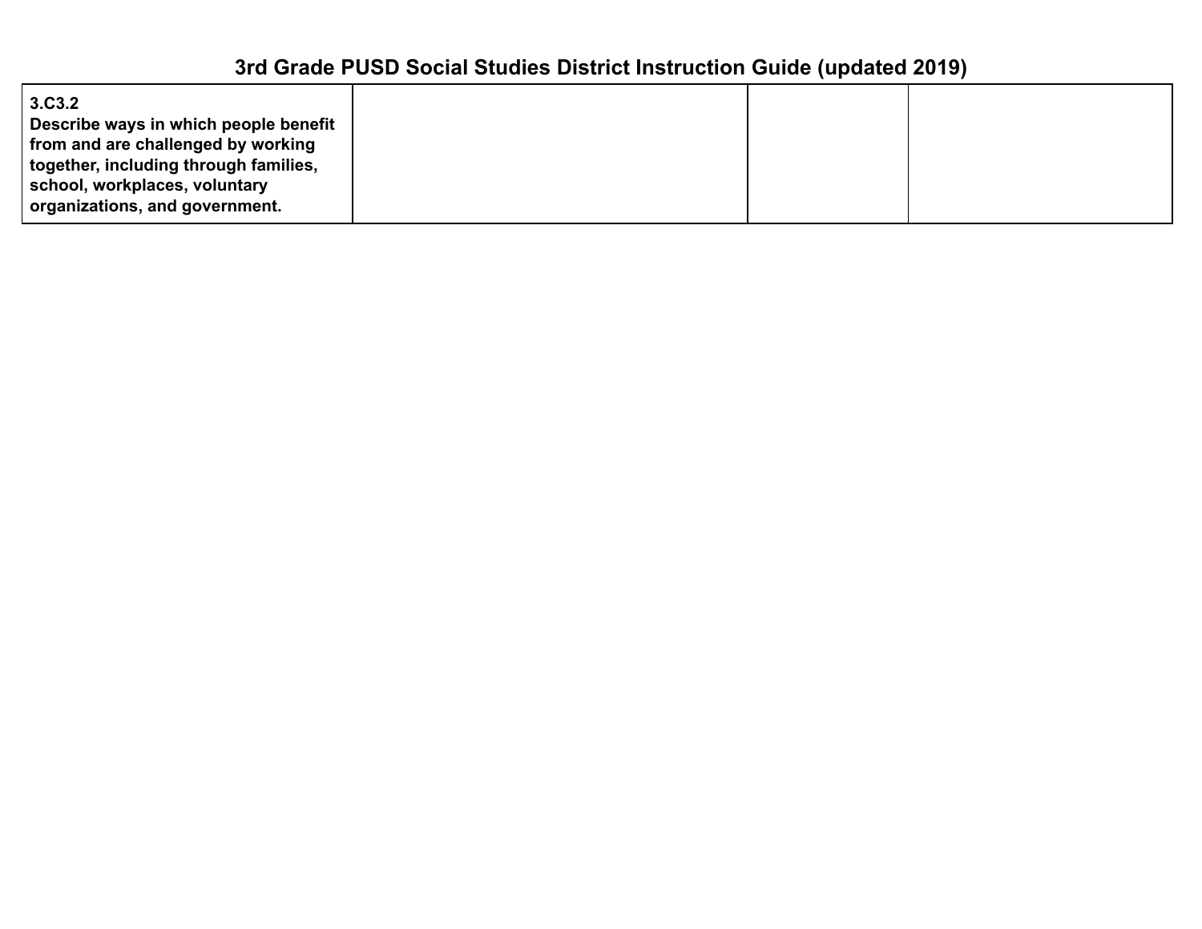# 3rd Grade PUSD Social Studies District Instruction Guide (updated 2019)

| | | | |
|---|---|---|---|
| **3.C3.2**<br>**Describe ways in which people benefit from and are challenged by working together, including through families, school, workplaces, voluntary organizations, and government.** | | | |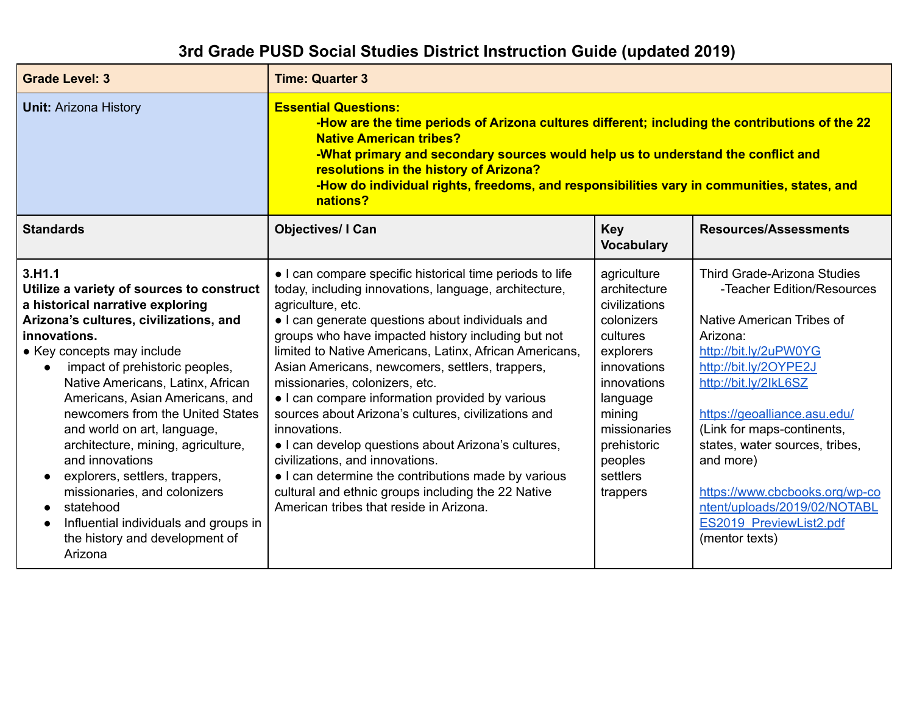# 3rd Grade PUSD Social Studies District Instruction Guide (updated 2019)

| | | | |
|---|---|---|---|
| **Grade Level: 3** | **Time: Quarter 3** | | |
| **Unit:** Arizona History | **Essential Questions:**<br>**-How are the time periods of Arizona cultures different; including the contributions of the 22 Native American tribes?**<br>**-What primary and secondary sources would help us to understand the conflict and resolutions in the history of Arizona?**<br>**-How do individual rights, freedoms, and responsibilities vary in communities, states, and nations?** | | |
| **Standards** | **Objectives/ I Can** | **Key Vocabulary** | **Resources/Assessments** |
| **3.H1.1**<br>**Utilize a variety of sources to construct a historical narrative exploring Arizona's cultures, civilizations, and innovations.**<br>● Key concepts may include<br>● impact of prehistoric peoples, Native Americans, Latinx, African Americans, Asian Americans, and newcomers from the United States and world on art, language, architecture, mining, agriculture, and innovations<br>● explorers, settlers, trappers, missionaries, and colonizers<br>● statehood<br>● Influential individuals and groups in the history and development of Arizona | ● I can compare specific historical time periods to life today, including innovations, language, architecture, agriculture, etc.<br>● I can generate questions about individuals and groups who have impacted history including but not limited to Native Americans, Latinx, African Americans, Asian Americans, newcomers, settlers, trappers, missionaries, colonizers, etc.<br>● I can compare information provided by various sources about Arizona's cultures, civilizations and innovations.<br>● I can develop questions about Arizona's cultures, civilizations, and innovations.<br>● I can determine the contributions made by various cultural and ethnic groups including the 22 Native American tribes that reside in Arizona. | agriculture<br>architecture<br>civilizations<br>colonizers<br>cultures<br>explorers<br>innovations<br>innovations<br>language<br>mining<br>missionaries<br>prehistoric peoples<br>settlers<br>trappers | Third Grade-Arizona Studies<br>-Teacher Edition/Resources<br><br>Native American Tribes of Arizona:<br>http://bit.ly/2uPW0YG<br>http://bit.ly/2OYPE2J<br>http://bit.ly/2IkL6SZ<br><br>https://geoalliance.asu.edu/<br>(Link for maps-continents, states, water sources, tribes, and more)<br><br>https://www.cbcbooks.org/wp-content/uploads/2019/02/NOTABLES2019_PreviewList2.pdf<br>(mentor texts) |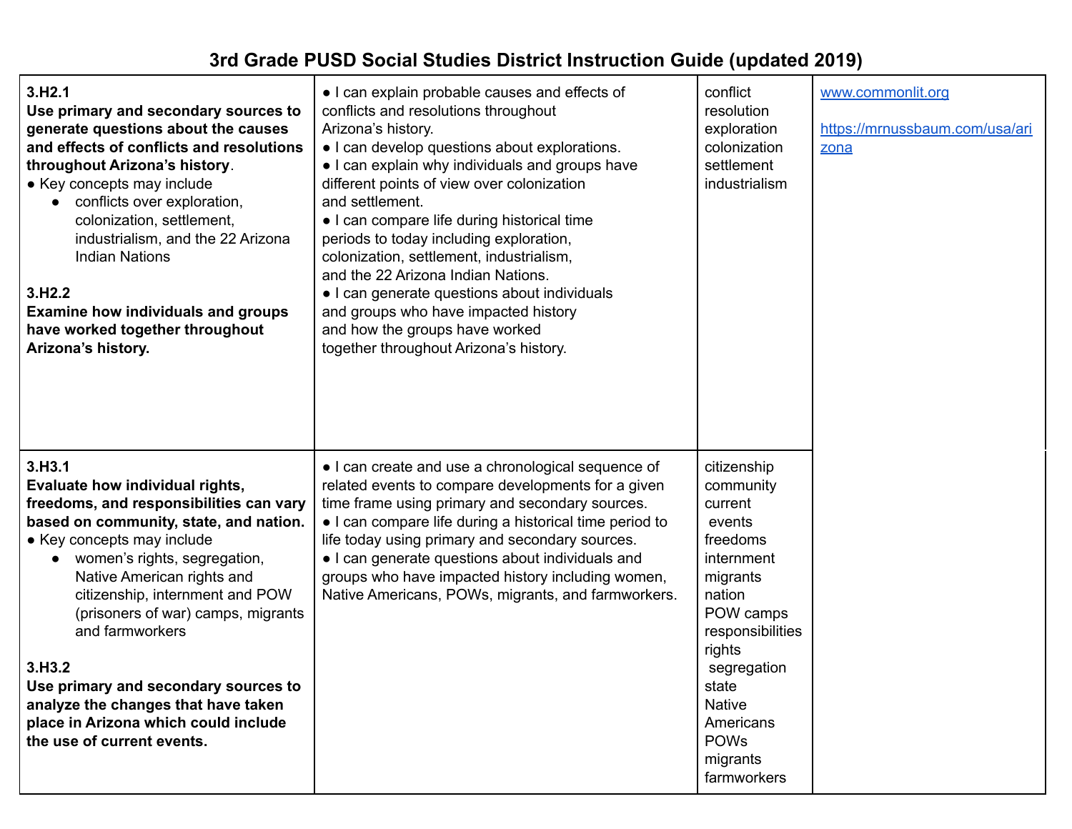# 3rd Grade PUSD Social Studies District Instruction Guide (updated 2019)

| | | | |
|---|---|---|---|
| **3.H2.1**<br>**Use primary and secondary sources to generate questions about the causes and effects of conflicts and resolutions throughout Arizona's history**.<br>● Key concepts may include<br>&nbsp;&nbsp;&nbsp;● conflicts over exploration, colonization, settlement, industrialism, and the 22 Arizona Indian Nations<br><br>**3.H2.2**<br>**Examine how individuals and groups have worked together throughout Arizona's history.** | ● I can explain probable causes and effects of conflicts and resolutions throughout Arizona's history.<br>● I can develop questions about explorations.<br>● I can explain why individuals and groups have different points of view over colonization and settlement.<br>● I can compare life during historical time periods to today including exploration, colonization, settlement, industrialism, and the 22 Arizona Indian Nations.<br>● I can generate questions about individuals and groups who have impacted history and how the groups have worked together throughout Arizona's history. | conflict<br>resolution<br>exploration<br>colonization<br>settlement<br>industrialism | www.commonlit.org<br><br>https://mrnussbaum.com/usa/arizona |
| **3.H3.1**<br>**Evaluate how individual rights, freedoms, and responsibilities can vary based on community, state, and nation.**<br>● Key concepts may include<br>&nbsp;&nbsp;&nbsp;● women's rights, segregation, Native American rights and citizenship, internment and POW (prisoners of war) camps, migrants and farmworkers<br><br>**3.H3.2**<br>**Use primary and secondary sources to analyze the changes that have taken place in Arizona which could include the use of current events.** | ● I can create and use a chronological sequence of related events to compare developments for a given time frame using primary and secondary sources.<br>● I can compare life during a historical time period to life today using primary and secondary sources.<br>● I can generate questions about individuals and groups who have impacted history including women, Native Americans, POWs, migrants, and farmworkers. | citizenship<br>community<br>current events<br>freedoms<br>internment<br>migrants<br>nation<br>POW camps<br>responsibilities<br>rights<br>segregation<br>state<br>Native Americans<br>POWs<br>migrants<br>farmworkers | |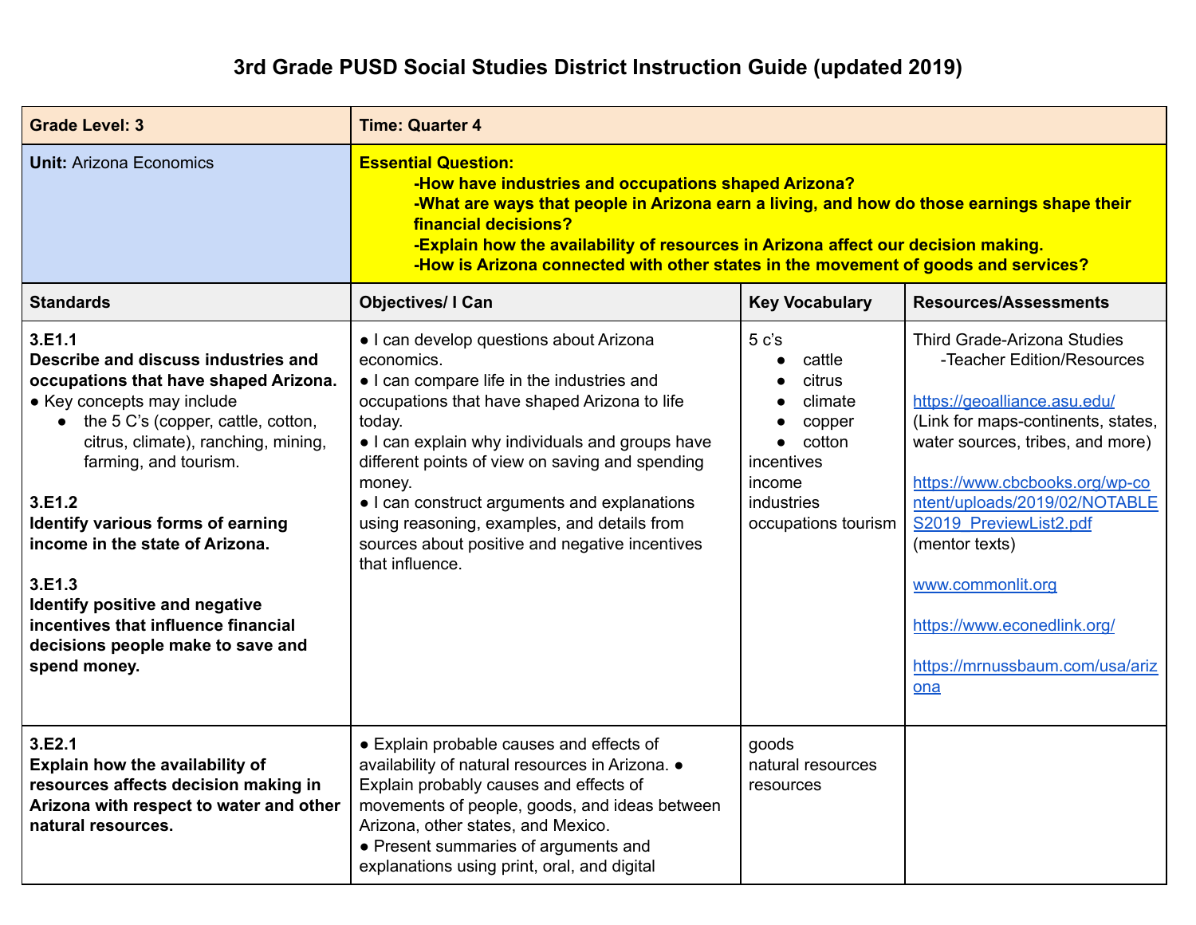# 3rd Grade PUSD Social Studies District Instruction Guide (updated 2019)

| **Grade Level: 3** | **Time: Quarter 4** | | |
|---|---|---|---|
| **Unit:** Arizona Economics | **Essential Question:**<br>**-How have industries and occupations shaped Arizona?**<br>**-What are ways that people in Arizona earn a living, and how do those earnings shape their financial decisions?**<br>**-Explain how the availability of resources in Arizona affect our decision making.**<br>**-How is Arizona connected with other states in the movement of goods and services?** | | |
| **Standards** | **Objectives/ I Can** | **Key Vocabulary** | **Resources/Assessments** |
| **3.E1.1**<br>**Describe and discuss industries and occupations that have shaped Arizona.**<br>● Key concepts may include<br>● the 5 C's (copper, cattle, cotton, citrus, climate), ranching, mining, farming, and tourism.<br><br>**3.E1.2**<br>**Identify various forms of earning income in the state of Arizona.**<br><br>**3.E1.3**<br>**Identify positive and negative incentives that influence financial decisions people make to save and spend money.** | ● I can develop questions about Arizona economics.<br>● I can compare life in the industries and occupations that have shaped Arizona to life today.<br>● I can explain why individuals and groups have different points of view on saving and spending money.<br>● I can construct arguments and explanations using reasoning, examples, and details from sources about positive and negative incentives that influence. | 5 c's<br>● cattle<br>● citrus<br>● climate<br>● copper<br>● cotton<br>incentives<br>income<br>industries<br>occupations tourism | Third Grade-Arizona Studies<br>-Teacher Edition/Resources<br><br>https://geoalliance.asu.edu/<br>(Link for maps-continents, states, water sources, tribes, and more)<br><br>https://www.cbcbooks.org/wp-content/uploads/2019/02/NOTABLES2019_PreviewList2.pdf<br>(mentor texts)<br><br>www.commonlit.org<br><br>https://www.econedlink.org/<br><br>https://mrnussbaum.com/usa/arizona |
| **3.E2.1**<br>**Explain how the availability of resources affects decision making in Arizona with respect to water and other natural resources.** | ● Explain probable causes and effects of availability of natural resources in Arizona. ● Explain probably causes and effects of movements of people, goods, and ideas between Arizona, other states, and Mexico.<br>● Present summaries of arguments and explanations using print, oral, and digital | goods<br>natural resources<br>resources | |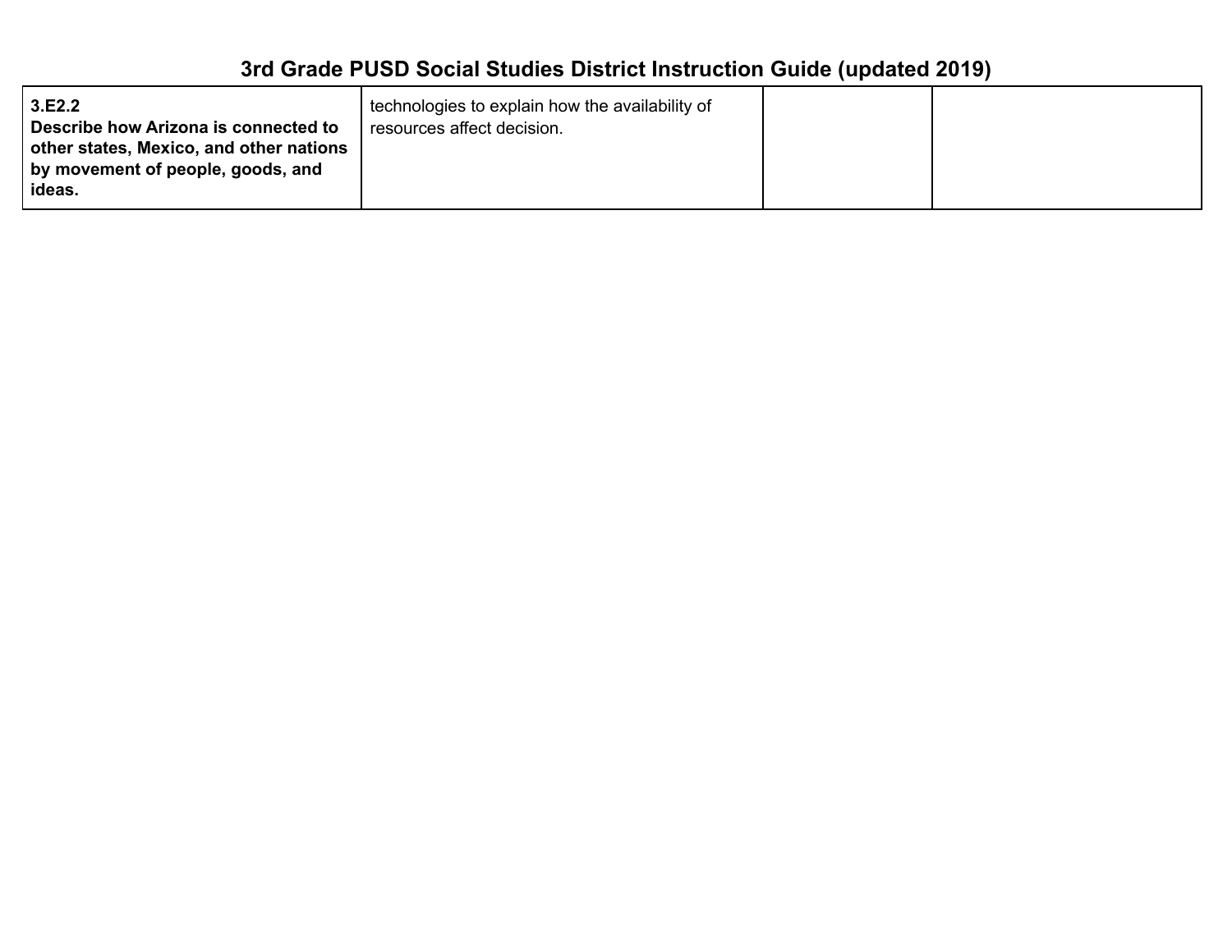| | | | |
|---|---|---|---|
| **3.E2.2**<br>**Describe how Arizona is connected to other states, Mexico, and other nations by movement of people, goods, and ideas.** | technologies to explain how the availability of resources affect decision. | | |